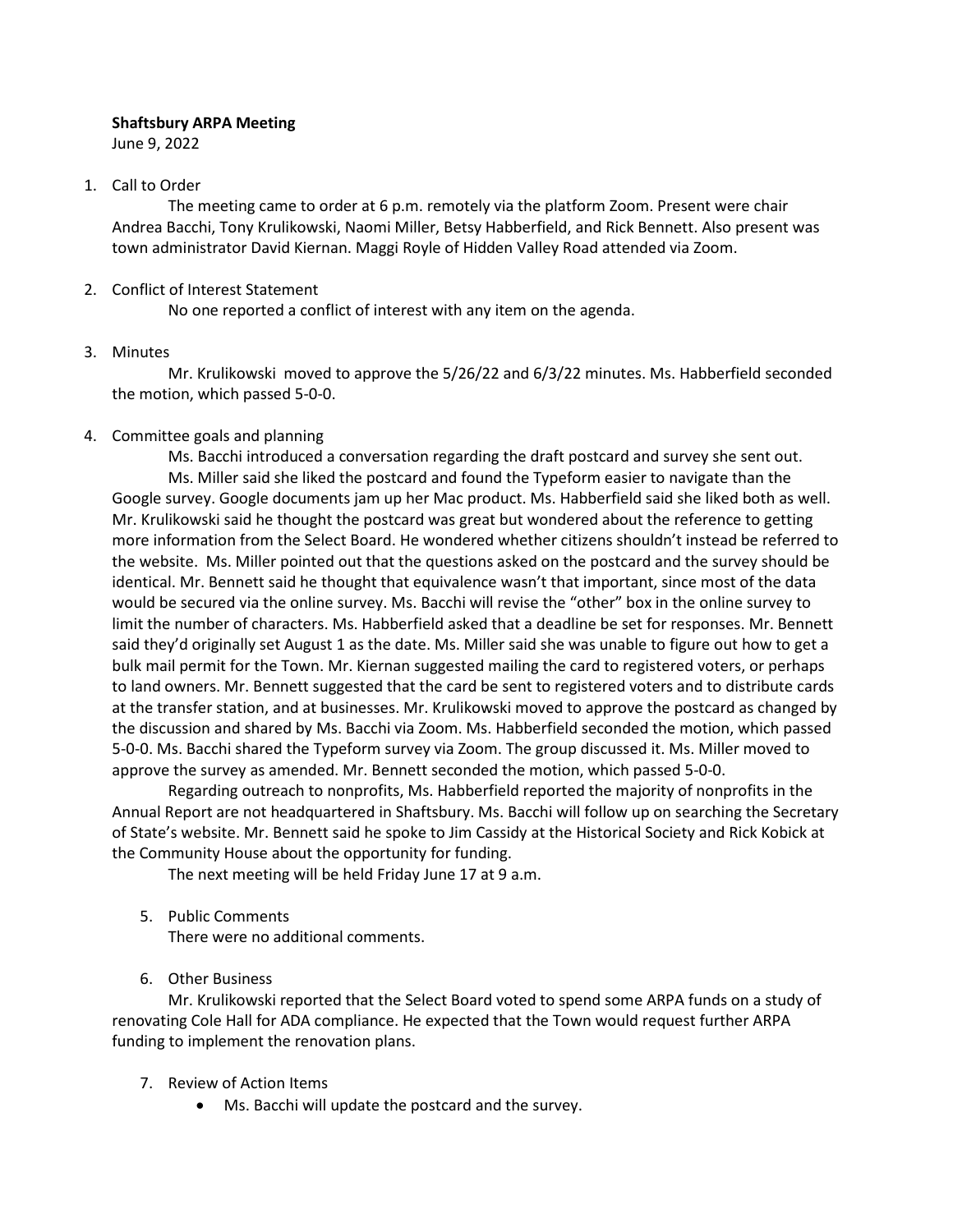**Shaftsbury ARPA Meeting**

June 9, 2022

1. Call to Order

   The meeting came to order at 6 p.m. remotely via the platform Zoom. Present were chair Andrea Bacchi, Tony Krulikowski, Naomi Miller, Betsy Habberfield, and Rick Bennett. Also present was town administrator David Kiernan. Maggi Royle of Hidden Valley Road attended via Zoom.

2. Conflict of Interest Statement

   No one reported a conflict of interest with any item on the agenda.

3. Minutes

   Mr. Krulikowski moved to approve the 5/26/22 and 6/3/22 minutes. Ms. Habberfield seconded the motion, which passed 5-0-0.

4. Committee goals and planning

   Ms. Bacchi introduced a conversation regarding the draft postcard and survey she sent out.

   Ms. Miller said she liked the postcard and found the Typeform easier to navigate than the Google survey. Google documents jam up her Mac product. Ms. Habberfield said she liked both as well. Mr. Krulikowski said he thought the postcard was great but wondered about the reference to getting more information from the Select Board. He wondered whether citizens shouldn't instead be referred to the website. Ms. Miller pointed out that the questions asked on the postcard and the survey should be identical. Mr. Bennett said he thought that equivalence wasn't that important, since most of the data would be secured via the online survey. Ms. Bacchi will revise the "other" box in the online survey to limit the number of characters. Ms. Habberfield asked that a deadline be set for responses. Mr. Bennett said they'd originally set August 1 as the date. Ms. Miller said she was unable to figure out how to get a bulk mail permit for the Town. Mr. Kiernan suggested mailing the card to registered voters, or perhaps to land owners. Mr. Bennett suggested that the card be sent to registered voters and to distribute cards at the transfer station, and at businesses. Mr. Krulikowski moved to approve the postcard as changed by the discussion and shared by Ms. Bacchi via Zoom. Ms. Habberfield seconded the motion, which passed 5-0-0. Ms. Bacchi shared the Typeform survey via Zoom. The group discussed it. Ms. Miller moved to approve the survey as amended. Mr. Bennett seconded the motion, which passed 5-0-0.

   Regarding outreach to nonprofits, Ms. Habberfield reported the majority of nonprofits in the Annual Report are not headquartered in Shaftsbury. Ms. Bacchi will follow up on searching the Secretary of State's website. Mr. Bennett said he spoke to Jim Cassidy at the Historical Society and Rick Kobick at the Community House about the opportunity for funding.

   The next meeting will be held Friday June 17 at 9 a.m.

5. Public Comments

   There were no additional comments.

6. Other Business

   Mr. Krulikowski reported that the Select Board voted to spend some ARPA funds on a study of renovating Cole Hall for ADA compliance. He expected that the Town would request further ARPA funding to implement the renovation plans.

7. Review of Action Items

   - Ms. Bacchi will update the postcard and the survey.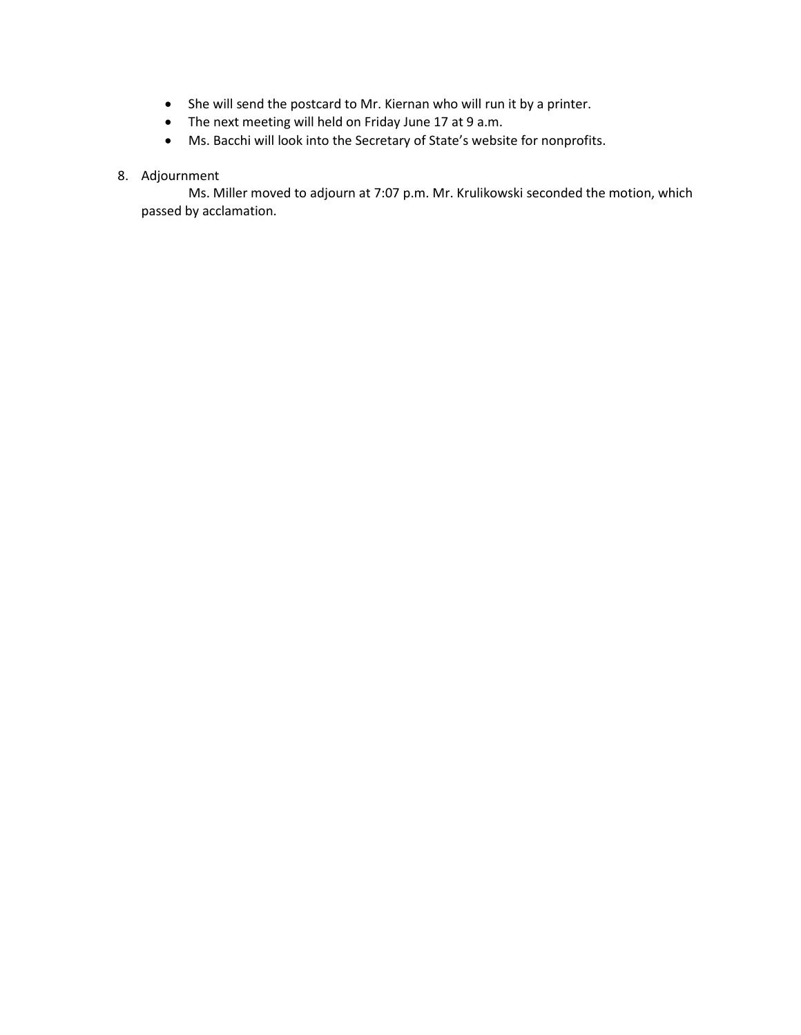- She will send the postcard to Mr. Kiernan who will run it by a printer.
- The next meeting will held on Friday June 17 at 9 a.m.
- Ms. Bacchi will look into the Secretary of State's website for nonprofits.

8. Adjournment

   Ms. Miller moved to adjourn at 7:07 p.m. Mr. Krulikowski seconded the motion, which passed by acclamation.